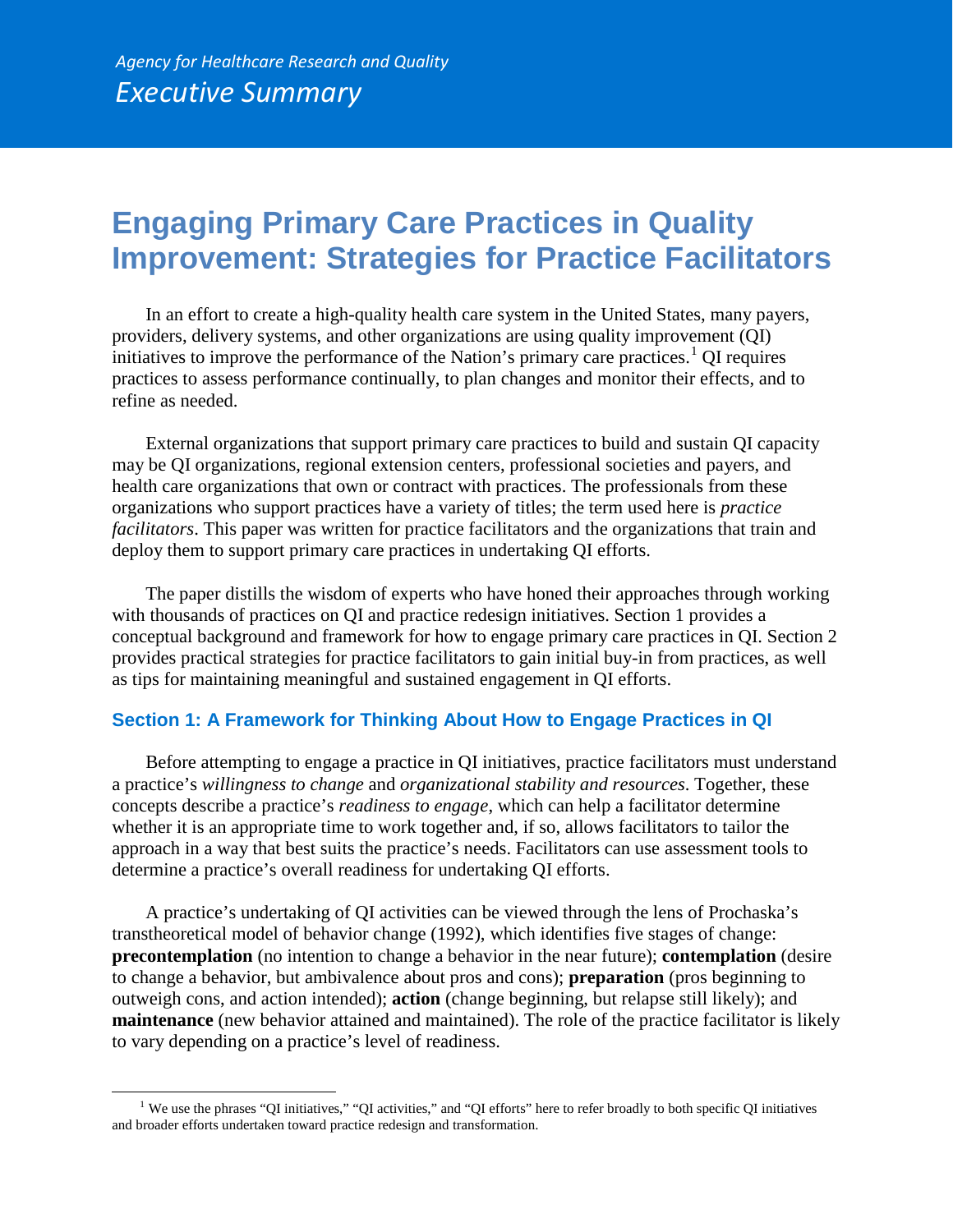*Agency for Healthcare Research and Quality*

*Executive Summary*

# Engaging Primary Care Practices in Quality Improvement: Strategies for Practice Facilitators

In an effort to create a high-quality health care system in the United States, many payers, providers, delivery systems, and other organizations are using quality improvement (QI) initiatives to improve the performance of the Nation's primary care practices.[1] QI requires practices to assess performance continually, to plan changes and monitor their effects, and to refine as needed.

External organizations that support primary care practices to build and sustain QI capacity may be QI organizations, regional extension centers, professional societies and payers, and health care organizations that own or contract with practices. The professionals from these organizations who support practices have a variety of titles; the term used here is *practice facilitators*. This paper was written for practice facilitators and the organizations that train and deploy them to support primary care practices in undertaking QI efforts.

The paper distills the wisdom of experts who have honed their approaches through working with thousands of practices on QI and practice redesign initiatives. Section 1 provides a conceptual background and framework for how to engage primary care practices in QI. Section 2 provides practical strategies for practice facilitators to gain initial buy-in from practices, as well as tips for maintaining meaningful and sustained engagement in QI efforts.

## Section 1: A Framework for Thinking About How to Engage Practices in QI

Before attempting to engage a practice in QI initiatives, practice facilitators must understand a practice's *willingness to change* and *organizational stability and resources*. Together, these concepts describe a practice's *readiness to engage*, which can help a facilitator determine whether it is an appropriate time to work together and, if so, allows facilitators to tailor the approach in a way that best suits the practice's needs. Facilitators can use assessment tools to determine a practice's overall readiness for undertaking QI efforts.

A practice's undertaking of QI activities can be viewed through the lens of Prochaska's transtheoretical model of behavior change (1992), which identifies five stages of change: **precontemplation** (no intention to change a behavior in the near future); **contemplation** (desire to change a behavior, but ambivalence about pros and cons); **preparation** (pros beginning to outweigh cons, and action intended); **action** (change beginning, but relapse still likely); and **maintenance** (new behavior attained and maintained). The role of the practice facilitator is likely to vary depending on a practice's level of readiness.

---

[1] We use the phrases "QI initiatives," "QI activities," and "QI efforts" here to refer broadly to both specific QI initiatives and broader efforts undertaken toward practice redesign and transformation.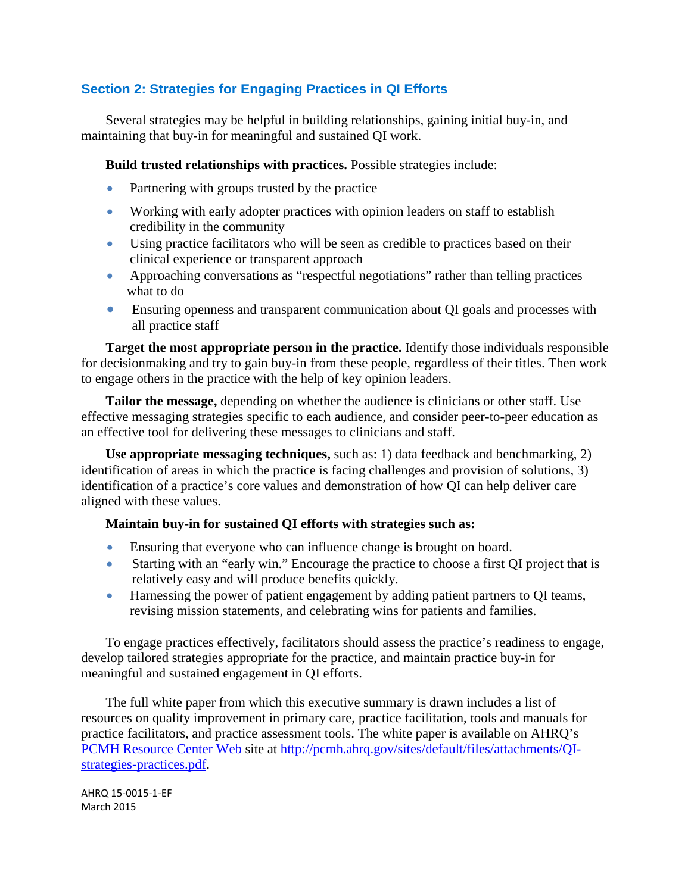## Section 2: Strategies for Engaging Practices in QI Efforts

Several strategies may be helpful in building relationships, gaining initial buy-in, and maintaining that buy-in for meaningful and sustained QI work.

**Build trusted relationships with practices.** Possible strategies include:

- Partnering with groups trusted by the practice
- Working with early adopter practices with opinion leaders on staff to establish credibility in the community
- Using practice facilitators who will be seen as credible to practices based on their clinical experience or transparent approach
- Approaching conversations as "respectful negotiations" rather than telling practices what to do
- Ensuring openness and transparent communication about QI goals and processes with all practice staff

**Target the most appropriate person in the practice.** Identify those individuals responsible for decisionmaking and try to gain buy-in from these people, regardless of their titles. Then work to engage others in the practice with the help of key opinion leaders.

**Tailor the message,** depending on whether the audience is clinicians or other staff. Use effective messaging strategies specific to each audience, and consider peer-to-peer education as an effective tool for delivering these messages to clinicians and staff.

**Use appropriate messaging techniques,** such as: 1) data feedback and benchmarking, 2) identification of areas in which the practice is facing challenges and provision of solutions, 3) identification of a practice's core values and demonstration of how QI can help deliver care aligned with these values.

**Maintain buy-in for sustained QI efforts with strategies such as:**

- Ensuring that everyone who can influence change is brought on board.
- Starting with an "early win." Encourage the practice to choose a first QI project that is relatively easy and will produce benefits quickly.
- Harnessing the power of patient engagement by adding patient partners to QI teams, revising mission statements, and celebrating wins for patients and families.

To engage practices effectively, facilitators should assess the practice's readiness to engage, develop tailored strategies appropriate for the practice, and maintain practice buy-in for meaningful and sustained engagement in QI efforts.

The full white paper from which this executive summary is drawn includes a list of resources on quality improvement in primary care, practice facilitation, tools and manuals for practice facilitators, and practice assessment tools. The white paper is available on AHRQ's [PCMH Resource Center Web](http://pcmh.ahrq.gov) site at [http://pcmh.ahrq.gov/sites/default/files/attachments/QI-strategies-practices.pdf](http://pcmh.ahrq.gov/sites/default/files/attachments/QI-strategies-practices.pdf).

AHRQ 15-0015-1-EF
March 2015